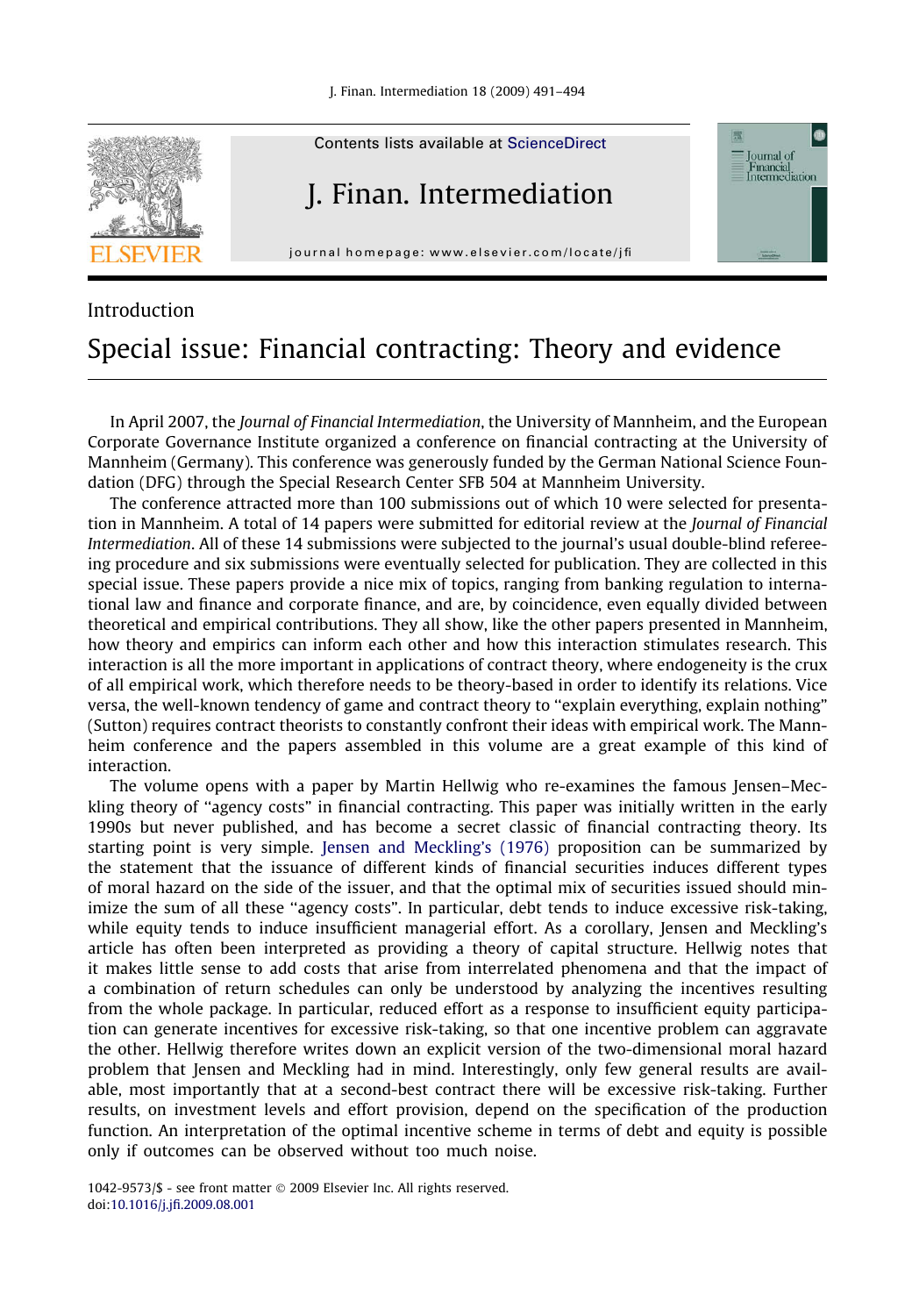Introduction

# Special issue: Financial contracting: Theory and evidence

In April 2007, the *Journal of Financial Intermediation*, the University of Mannheim, and the European Corporate Governance Institute organized a conference on financial contracting at the University of Mannheim (Germany). This conference was generously funded by the German National Science Foundation (DFG) through the Special Research Center SFB 504 at Mannheim University.

The conference attracted more than 100 submissions out of which 10 were selected for presentation in Mannheim. A total of 14 papers were submitted for editorial review at the *Journal of Financial Intermediation*. All of these 14 submissions were subjected to the journal's usual double-blind refereeing procedure and six submissions were eventually selected for publication. They are collected in this special issue. These papers provide a nice mix of topics, ranging from banking regulation to international law and finance and corporate finance, and are, by coincidence, even equally divided between theoretical and empirical contributions. They all show, like the other papers presented in Mannheim, how theory and empirics can inform each other and how this interaction stimulates research. This interaction is all the more important in applications of contract theory, where endogeneity is the crux of all empirical work, which therefore needs to be theory-based in order to identify its relations. Vice versa, the well-known tendency of game and contract theory to "explain everything, explain nothing" (Sutton) requires contract theorists to constantly confront their ideas with empirical work. The Mannheim conference and the papers assembled in this volume are a great example of this kind of interaction.

The volume opens with a paper by Martin Hellwig who re-examines the famous Jensen–Meckling theory of "agency costs" in financial contracting. This paper was initially written in the early 1990s but never published, and has become a secret classic of financial contracting theory. Its starting point is very simple. Jensen and Meckling's (1976) proposition can be summarized by the statement that the issuance of different kinds of financial securities induces different types of moral hazard on the side of the issuer, and that the optimal mix of securities issued should minimize the sum of all these "agency costs". In particular, debt tends to induce excessive risk-taking, while equity tends to induce insufficient managerial effort. As a corollary, Jensen and Meckling's article has often been interpreted as providing a theory of capital structure. Hellwig notes that it makes little sense to add costs that arise from interrelated phenomena and that the impact of a combination of return schedules can only be understood by analyzing the incentives resulting from the whole package. In particular, reduced effort as a response to insufficient equity participation can generate incentives for excessive risk-taking, so that one incentive problem can aggravate the other. Hellwig therefore writes down an explicit version of the two-dimensional moral hazard problem that Jensen and Meckling had in mind. Interestingly, only few general results are available, most importantly that at a second-best contract there will be excessive risk-taking. Further results, on investment levels and effort provision, depend on the specification of the production function. An interpretation of the optimal incentive scheme in terms of debt and equity is possible only if outcomes can be observed without too much noise.

1042-9573/$ - see front matter © 2009 Elsevier Inc. All rights reserved.
doi:10.1016/j.jfi.2009.08.001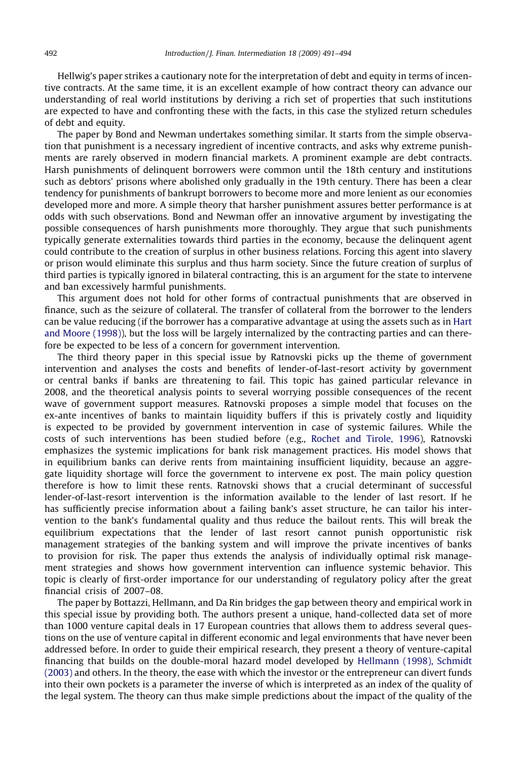Hellwig's paper strikes a cautionary note for the interpretation of debt and equity in terms of incentive contracts. At the same time, it is an excellent example of how contract theory can advance our understanding of real world institutions by deriving a rich set of properties that such institutions are expected to have and confronting these with the facts, in this case the stylized return schedules of debt and equity.

The paper by Bond and Newman undertakes something similar. It starts from the simple observation that punishment is a necessary ingredient of incentive contracts, and asks why extreme punishments are rarely observed in modern financial markets. A prominent example are debt contracts. Harsh punishments of delinquent borrowers were common until the 18th century and institutions such as debtors' prisons where abolished only gradually in the 19th century. There has been a clear tendency for punishments of bankrupt borrowers to become more and more lenient as our economies developed more and more. A simple theory that harsher punishment assures better performance is at odds with such observations. Bond and Newman offer an innovative argument by investigating the possible consequences of harsh punishments more thoroughly. They argue that such punishments typically generate externalities towards third parties in the economy, because the delinquent agent could contribute to the creation of surplus in other business relations. Forcing this agent into slavery or prison would eliminate this surplus and thus harm society. Since the future creation of surplus of third parties is typically ignored in bilateral contracting, this is an argument for the state to intervene and ban excessively harmful punishments.

This argument does not hold for other forms of contractual punishments that are observed in finance, such as the seizure of collateral. The transfer of collateral from the borrower to the lenders can be value reducing (if the borrower has a comparative advantage at using the assets such as in Hart and Moore (1998)), but the loss will be largely internalized by the contracting parties and can therefore be expected to be less of a concern for government intervention.

The third theory paper in this special issue by Ratnovski picks up the theme of government intervention and analyses the costs and benefits of lender-of-last-resort activity by government or central banks if banks are threatening to fail. This topic has gained particular relevance in 2008, and the theoretical analysis points to several worrying possible consequences of the recent wave of government support measures. Ratnovski proposes a simple model that focuses on the ex-ante incentives of banks to maintain liquidity buffers if this is privately costly and liquidity is expected to be provided by government intervention in case of systemic failures. While the costs of such interventions has been studied before (e.g., Rochet and Tirole, 1996), Ratnovski emphasizes the systemic implications for bank risk management practices. His model shows that in equilibrium banks can derive rents from maintaining insufficient liquidity, because an aggregate liquidity shortage will force the government to intervene ex post. The main policy question therefore is how to limit these rents. Ratnovski shows that a crucial determinant of successful lender-of-last-resort intervention is the information available to the lender of last resort. If he has sufficiently precise information about a failing bank's asset structure, he can tailor his intervention to the bank's fundamental quality and thus reduce the bailout rents. This will break the equilibrium expectations that the lender of last resort cannot punish opportunistic risk management strategies of the banking system and will improve the private incentives of banks to provision for risk. The paper thus extends the analysis of individually optimal risk management strategies and shows how government intervention can influence systemic behavior. This topic is clearly of first-order importance for our understanding of regulatory policy after the great financial crisis of 2007–08.

The paper by Bottazzi, Hellmann, and Da Rin bridges the gap between theory and empirical work in this special issue by providing both. The authors present a unique, hand-collected data set of more than 1000 venture capital deals in 17 European countries that allows them to address several questions on the use of venture capital in different economic and legal environments that have never been addressed before. In order to guide their empirical research, they present a theory of venture-capital financing that builds on the double-moral hazard model developed by Hellmann (1998), Schmidt (2003) and others. In the theory, the ease with which the investor or the entrepreneur can divert funds into their own pockets is a parameter the inverse of which is interpreted as an index of the quality of the legal system. The theory can thus make simple predictions about the impact of the quality of the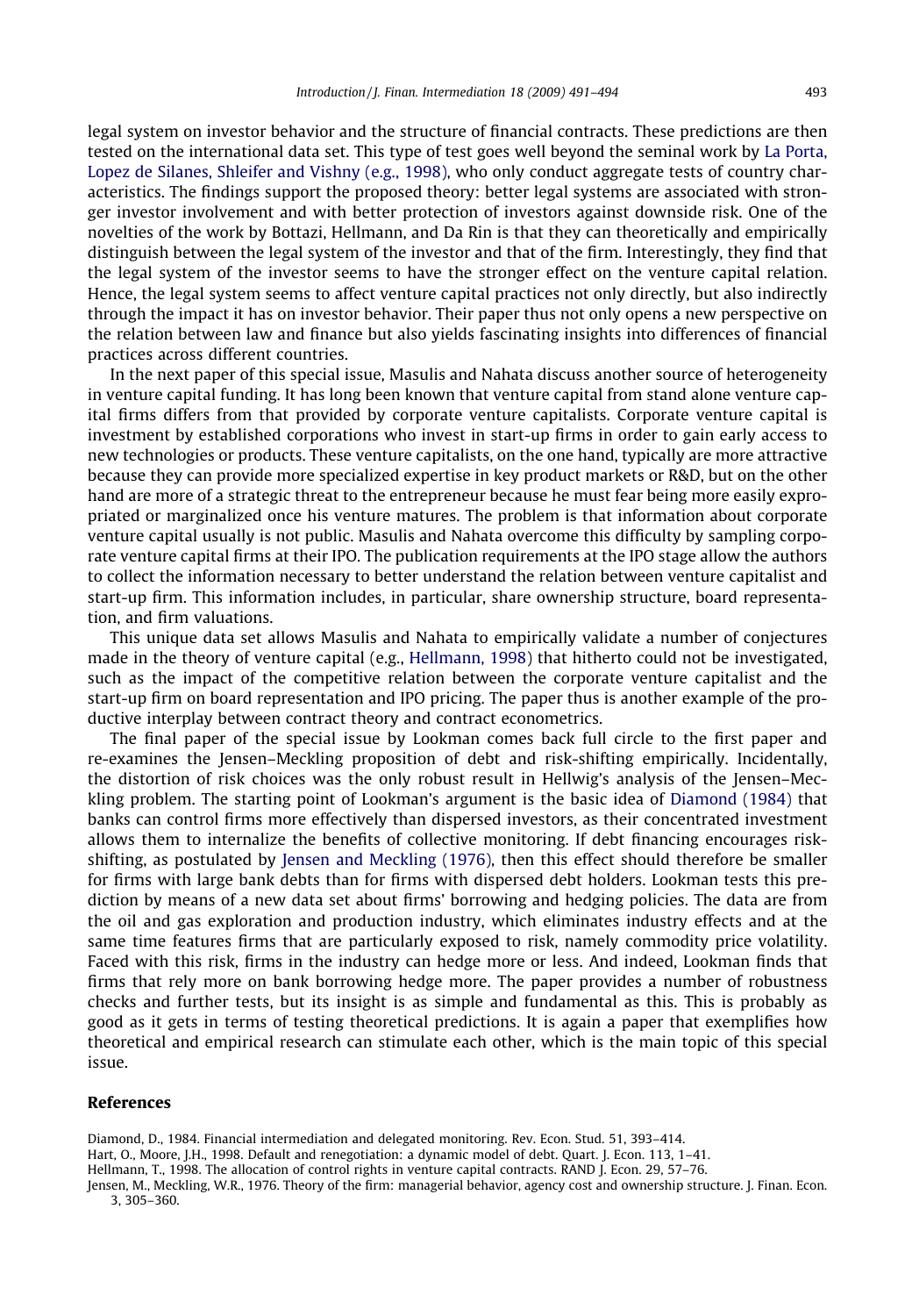legal system on investor behavior and the structure of financial contracts. These predictions are then tested on the international data set. This type of test goes well beyond the seminal work by La Porta, Lopez de Silanes, Shleifer and Vishny (e.g., 1998), who only conduct aggregate tests of country characteristics. The findings support the proposed theory: better legal systems are associated with stronger investor involvement and with better protection of investors against downside risk. One of the novelties of the work by Bottazi, Hellmann, and Da Rin is that they can theoretically and empirically distinguish between the legal system of the investor and that of the firm. Interestingly, they find that the legal system of the investor seems to have the stronger effect on the venture capital relation. Hence, the legal system seems to affect venture capital practices not only directly, but also indirectly through the impact it has on investor behavior. Their paper thus not only opens a new perspective on the relation between law and finance but also yields fascinating insights into differences of financial practices across different countries.

In the next paper of this special issue, Masulis and Nahata discuss another source of heterogeneity in venture capital funding. It has long been known that venture capital from stand alone venture capital firms differs from that provided by corporate venture capitalists. Corporate venture capital is investment by established corporations who invest in start-up firms in order to gain early access to new technologies or products. These venture capitalists, on the one hand, typically are more attractive because they can provide more specialized expertise in key product markets or R&D, but on the other hand are more of a strategic threat to the entrepreneur because he must fear being more easily expropriated or marginalized once his venture matures. The problem is that information about corporate venture capital usually is not public. Masulis and Nahata overcome this difficulty by sampling corporate venture capital firms at their IPO. The publication requirements at the IPO stage allow the authors to collect the information necessary to better understand the relation between venture capitalist and start-up firm. This information includes, in particular, share ownership structure, board representation, and firm valuations.

This unique data set allows Masulis and Nahata to empirically validate a number of conjectures made in the theory of venture capital (e.g., Hellmann, 1998) that hitherto could not be investigated, such as the impact of the competitive relation between the corporate venture capitalist and the start-up firm on board representation and IPO pricing. The paper thus is another example of the productive interplay between contract theory and contract econometrics.

The final paper of the special issue by Lookman comes back full circle to the first paper and re-examines the Jensen–Meckling proposition of debt and risk-shifting empirically. Incidentally, the distortion of risk choices was the only robust result in Hellwig's analysis of the Jensen–Meckling problem. The starting point of Lookman's argument is the basic idea of Diamond (1984) that banks can control firms more effectively than dispersed investors, as their concentrated investment allows them to internalize the benefits of collective monitoring. If debt financing encourages risk-shifting, as postulated by Jensen and Meckling (1976), then this effect should therefore be smaller for firms with large bank debts than for firms with dispersed debt holders. Lookman tests this prediction by means of a new data set about firms' borrowing and hedging policies. The data are from the oil and gas exploration and production industry, which eliminates industry effects and at the same time features firms that are particularly exposed to risk, namely commodity price volatility. Faced with this risk, firms in the industry can hedge more or less. And indeed, Lookman finds that firms that rely more on bank borrowing hedge more. The paper provides a number of robustness checks and further tests, but its insight is as simple and fundamental as this. This is probably as good as it gets in terms of testing theoretical predictions. It is again a paper that exemplifies how theoretical and empirical research can stimulate each other, which is the main topic of this special issue.

## References

Diamond, D., 1984. Financial intermediation and delegated monitoring. Rev. Econ. Stud. 51, 393–414.

Hart, O., Moore, J.H., 1998. Default and renegotiation: a dynamic model of debt. Quart. J. Econ. 113, 1–41.

Hellmann, T., 1998. The allocation of control rights in venture capital contracts. RAND J. Econ. 29, 57–76.

Jensen, M., Meckling, W.R., 1976. Theory of the firm: managerial behavior, agency cost and ownership structure. J. Finan. Econ. 3, 305–360.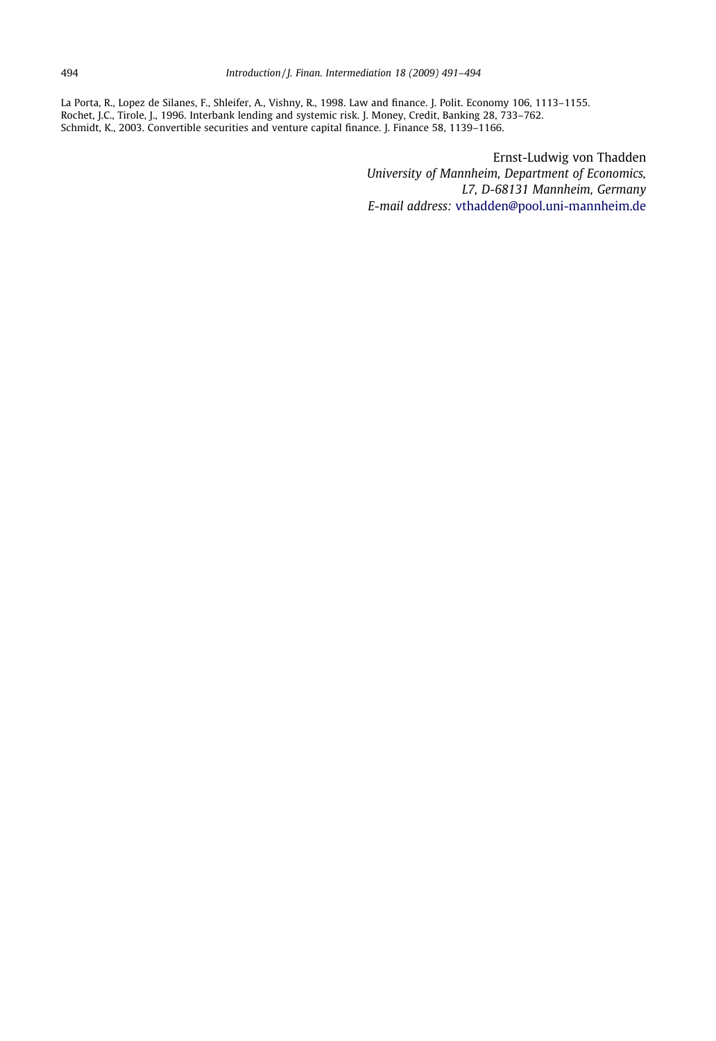La Porta, R., Lopez de Silanes, F., Shleifer, A., Vishny, R., 1998. Law and finance. J. Polit. Economy 106, 1113–1155.
Rochet, J.C., Tirole, J., 1996. Interbank lending and systemic risk. J. Money, Credit, Banking 28, 733–762.
Schmidt, K., 2003. Convertible securities and venture capital finance. J. Finance 58, 1139–1166.

Ernst-Ludwig von Thadden
*University of Mannheim, Department of Economics,*
*L7, D-68131 Mannheim, Germany*
*E-mail address:* vthadden@pool.uni-mannheim.de